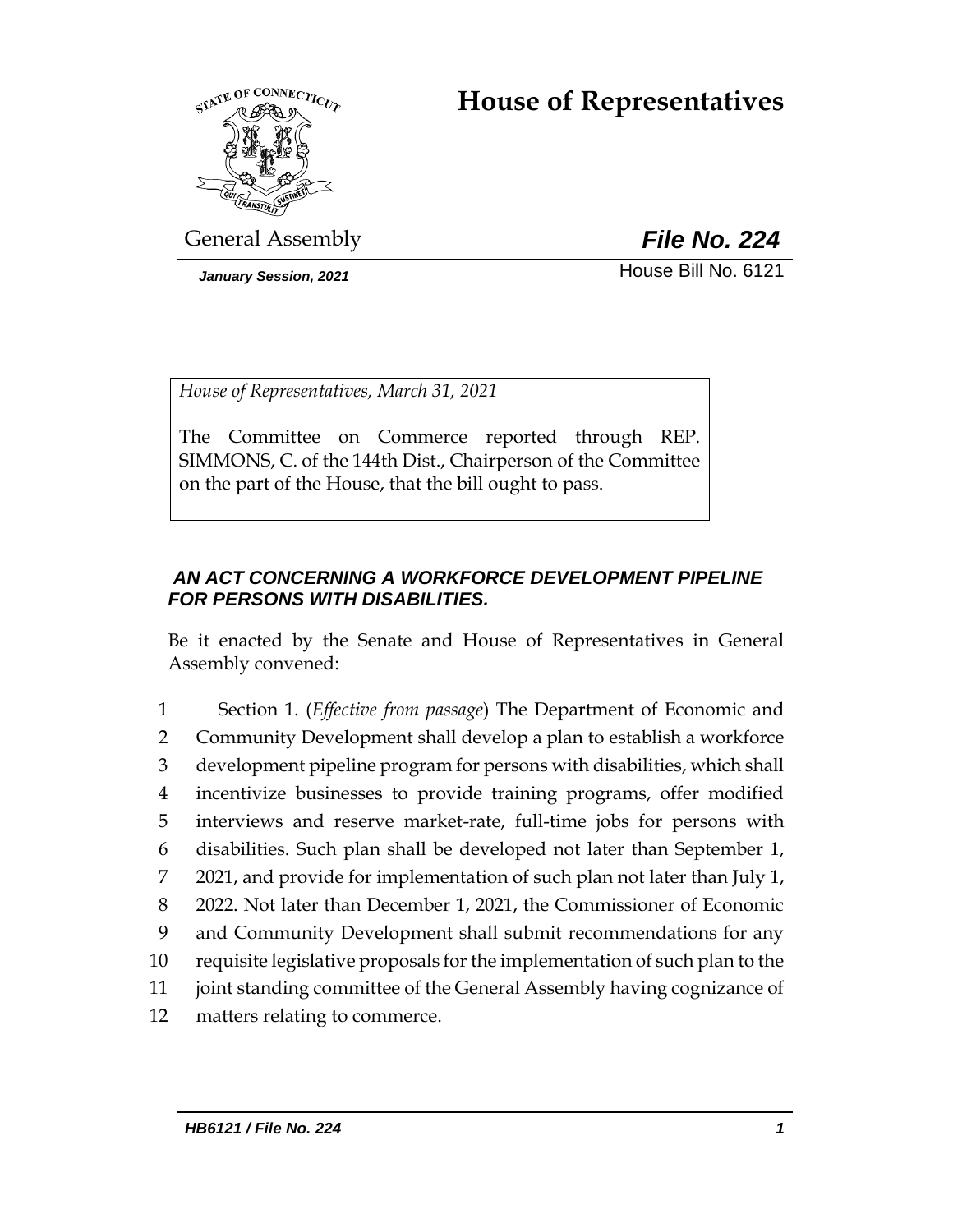# House of Representatives

General Assembly

***File No. 224***

***January Session, 2021***

House Bill No. 6121

*House of Representatives, March 31, 2021*

The Committee on Commerce reported through REP. SIMMONS, C. of the 144th Dist., Chairperson of the Committee on the part of the House, that the bill ought to pass.

***AN ACT CONCERNING A WORKFORCE DEVELOPMENT PIPELINE FOR PERSONS WITH DISABILITIES.***

Be it enacted by the Senate and House of Representatives in General Assembly convened:

1 Section 1. (*Effective from passage*) The Department of Economic and
2 Community Development shall develop a plan to establish a workforce
3 development pipeline program for persons with disabilities, which shall
4 incentivize businesses to provide training programs, offer modified
5 interviews and reserve market-rate, full-time jobs for persons with
6 disabilities. Such plan shall be developed not later than September 1,
7 2021, and provide for implementation of such plan not later than July 1,
8 2022. Not later than December 1, 2021, the Commissioner of Economic
9 and Community Development shall submit recommendations for any
10 requisite legislative proposals for the implementation of such plan to the
11 joint standing committee of the General Assembly having cognizance of
12 matters relating to commerce.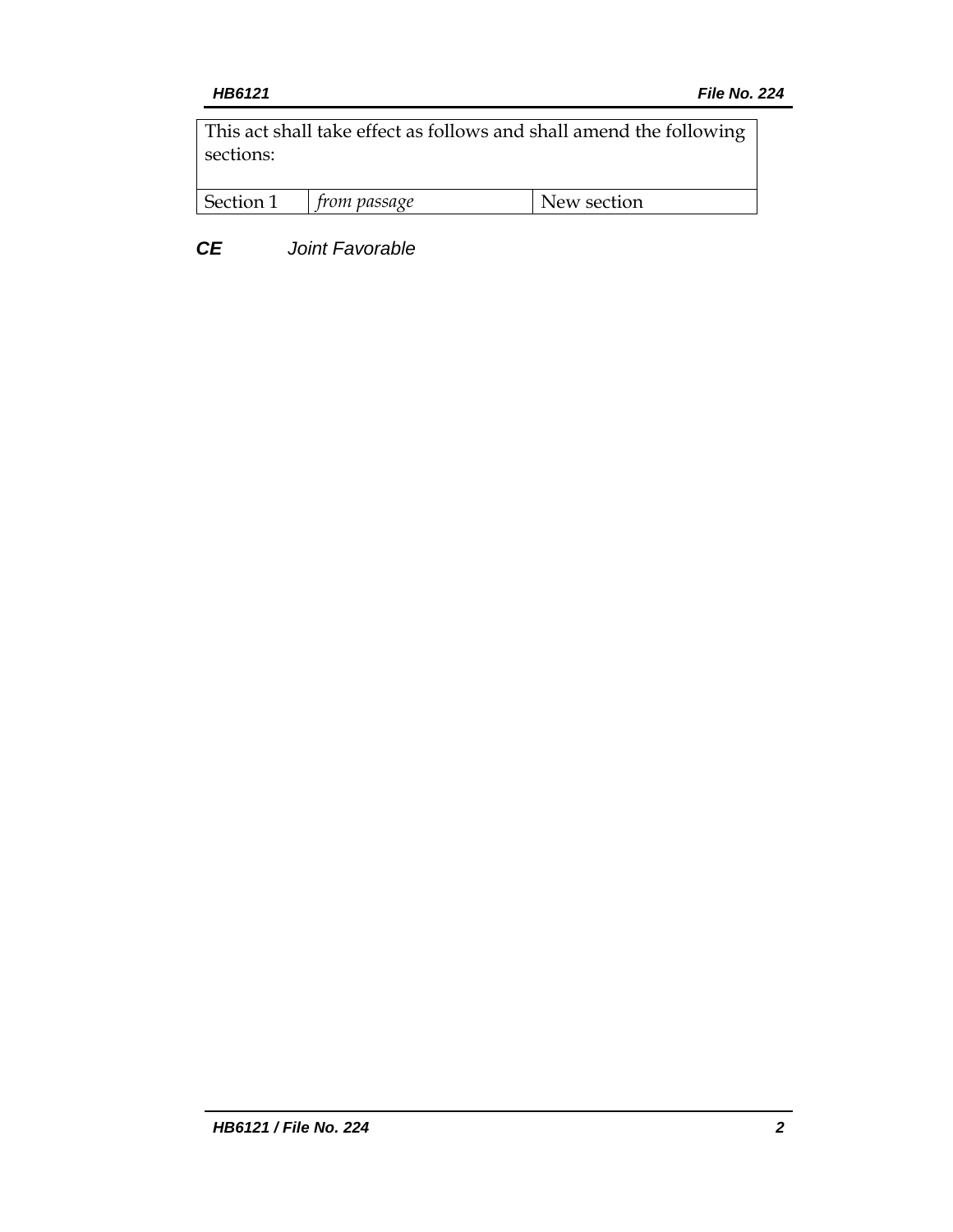| This act shall take effect as follows and shall amend the following sections: | | |
|---|---|---|
| Section 1 | *from passage* | New section |

***CE*** *Joint Favorable*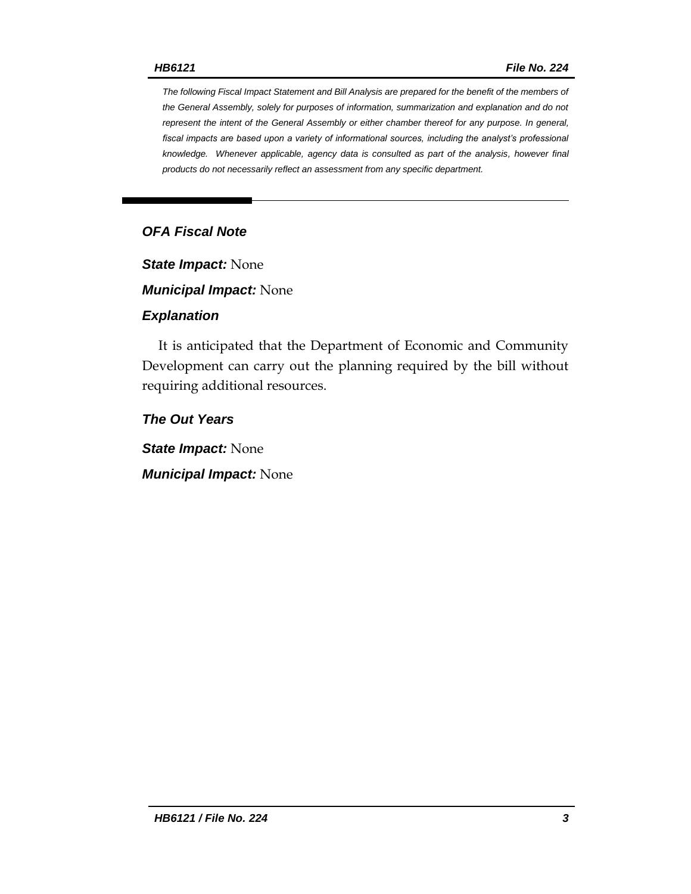*The following Fiscal Impact Statement and Bill Analysis are prepared for the benefit of the members of the General Assembly, solely for purposes of information, summarization and explanation and do not represent the intent of the General Assembly or either chamber thereof for any purpose. In general, fiscal impacts are based upon a variety of informational sources, including the analyst's professional knowledge. Whenever applicable, agency data is consulted as part of the analysis, however final products do not necessarily reflect an assessment from any specific department.*

---

## *OFA Fiscal Note*

***State Impact:*** None

***Municipal Impact:*** None

### *Explanation*

It is anticipated that the Department of Economic and Community Development can carry out the planning required by the bill without requiring additional resources.

### *The Out Years*

***State Impact:*** None

***Municipal Impact:*** None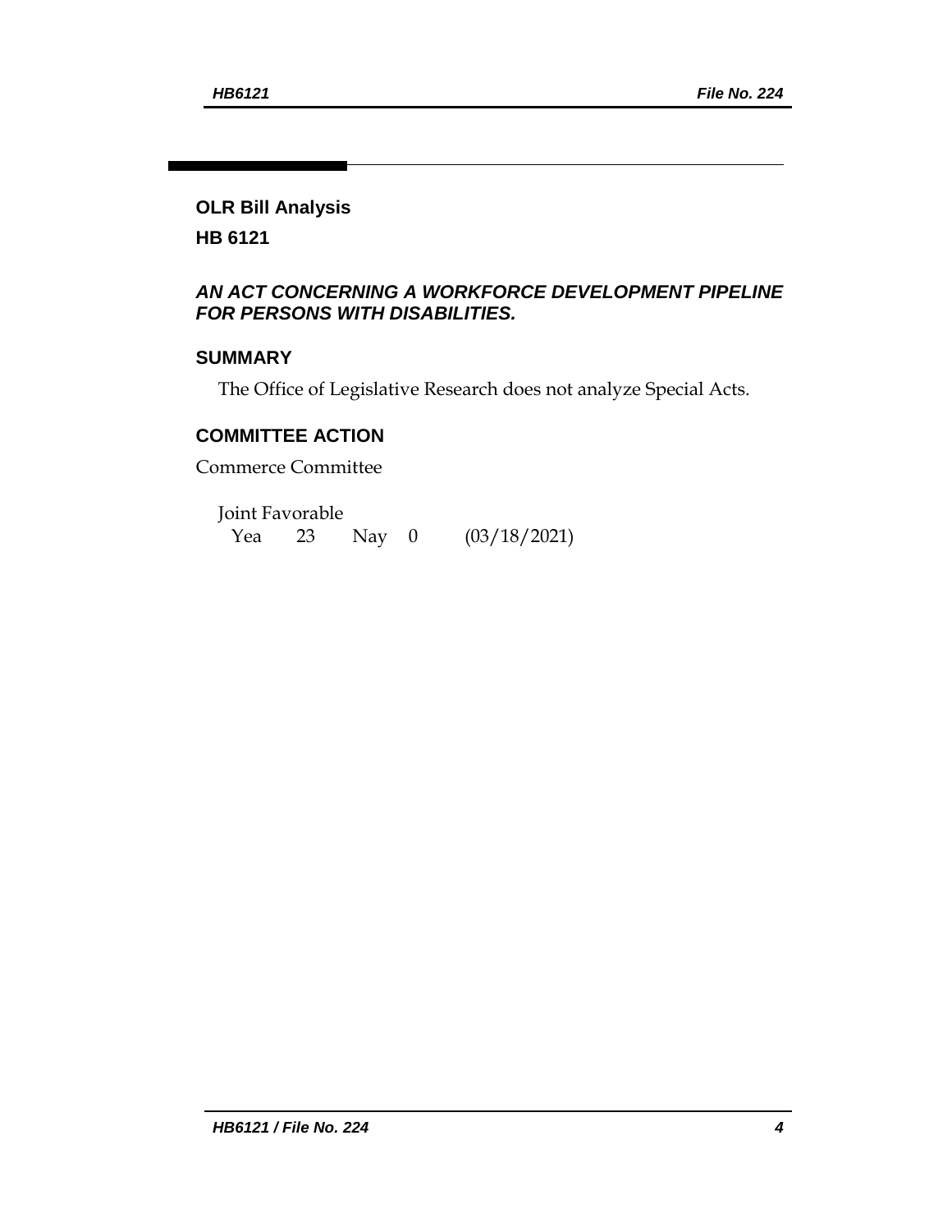## OLR Bill Analysis

## HB 6121

### *AN ACT CONCERNING A WORKFORCE DEVELOPMENT PIPELINE FOR PERSONS WITH DISABILITIES.*

### SUMMARY

The Office of Legislative Research does not analyze Special Acts.

### COMMITTEE ACTION

Commerce Committee

Joint Favorable
Yea 23 Nay 0 (03/18/2021)